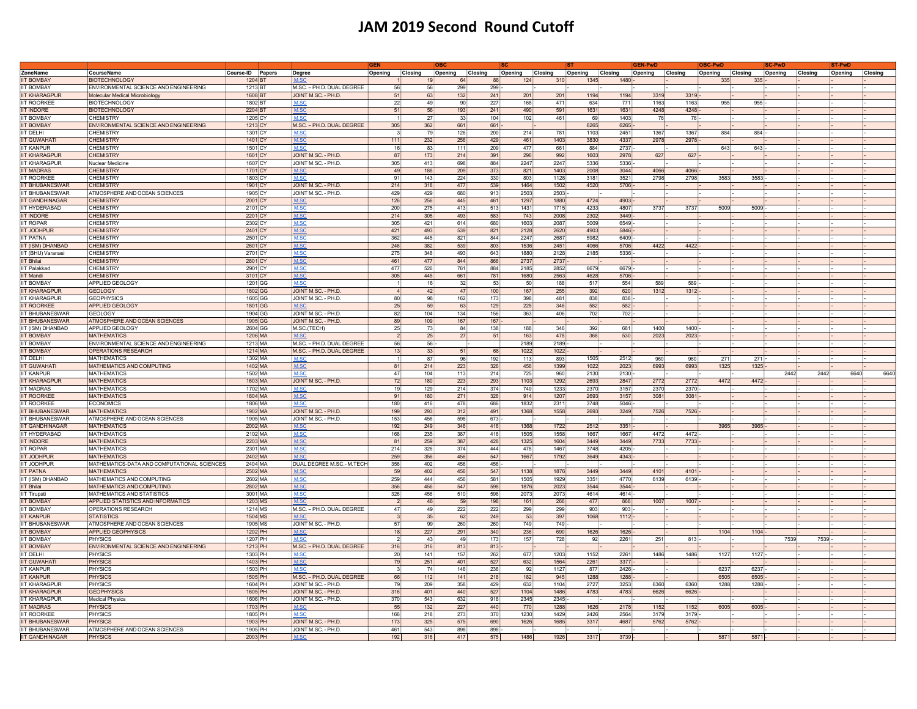# JAM 2019 Second Round Cutoff

| ZoneName | CourseName | Course-ID | Papers | Degree | GEN | | OBC | | SC | | ST | | GEN-PwD | | OBC-PwD | | SC-PwD | | ST-PwD | |
|---|---|---|---|---|---|---|---|---|---|---|---|---|---|---|---|---|---|---|---|---|
| | | | | | Opening | Closing | Opening | Closing | Opening | Closing | Opening | Closing | Opening | Closing | Opening | Closing | Opening | Closing | Opening | Closing |
| IIT BOMBAY | BIOTECHNOLOGY | 1204 | BT | M.SC | 1 | 19 | 64 | 88 | 124 | 310 | 1345 | 1480 | - | - | 335 | 335 | - | - | - | - |
| IIT BOMBAY | ENVIRONMENTAL SCIENCE AND ENGINEERING | 1213 | BT | M.SC. – PH.D. DUAL DEGREE | 56 | 56 | 299 | 299 | - | - | - | - | - | - | - | - | - | - | - | - |
| IIT KHARAGPUR | Molecular Medical Microbiology | 1608 | BT | JOINT M.SC. - PH.D. | 51 | 63 | 132 | 241 | 201 | 201 | 1194 | 1194 | 3319 | 3319 | - | - | - | - | - | - |
| IIT ROORKEE | BIOTECHNOLOGY | 1802 | BT | M.SC | 22 | 49 | 90 | 227 | 168 | 471 | 634 | 771 | 1163 | 1163 | 955 | 955 | - | - | - | - |
| IIT INDORE | BIOTECHNOLOGY | 2204 | BT | M.SC | 51 | 56 | 193 | 241 | 490 | 591 | 1631 | 1631 | 4248 | 4248 | - | - | - | - | - | - |
| IIT BOMBAY | CHEMISTRY | 1205 | CY | M.SC | 1 | 27 | 33 | 104 | 102 | 461 | 69 | 1403 | 76 | 76 | - | - | - | - | - | - |
| IIT BOMBAY | ENVIRONMENTAL SCIENCE AND ENGINEERING | 1213 | CY | M.SC. – PH.D. DUAL DEGREE | 305 | 362 | 661 | 661 | - | - | 6265 | 6265 | - | - | - | - | - | - | - | - |
| IIT DELHI | CHEMISTRY | 1301 | CY | M.SC | 3 | 79 | 126 | 200 | 214 | 781 | 1103 | 2451 | 1367 | 1367 | 884 | 884 | - | - | - | - |
| IIT GUWAHATI | CHEMISTRY | 1401 | CY | M.SC | 111 | 232 | 256 | 429 | 461 | 1403 | 3830 | 4337 | 2978 | 2978 | - | - | - | - | - | - |
| IIT KANPUR | CHEMISTRY | 1501 | CY | M.SC | 16 | 83 | 111 | 209 | 477 | 661 | 884 | 2737 | - | - | 643 | 643 | - | - | - | - |
| IIT KHARAGPUR | CHEMISTRY | 1601 | CY | JOINT M.SC. - PH.D. | 87 | 173 | 214 | 391 | 296 | 992 | 1603 | 2978 | 627 | 627 | - | - | - | - | - | - |
| IIT KHARAGPUR | Nuclear Medicine | 1607 | CY | JOINT M.SC. - PH.D. | 305 | 413 | 698 | 884 | 2247 | 2247 | 5336 | 5336 | - | - | - | - | - | - | - | - |
| IIT MADRAS | CHEMISTRY | 1701 | CY | M.SC | 49 | 188 | 209 | 373 | 821 | 1403 | 2008 | 3044 | 4066 | 4066 | - | - | - | - | - | - |
| IIT ROORKEE | CHEMISTRY | 1803 | CY | M.SC | 91 | 143 | 224 | 330 | 803 | 1128 | 3181 | 3521 | 2798 | 2798 | 3583 | 3583 | - | - | - | - |
| IIT BHUBANESWAR | CHEMISTRY | 1901 | CY | JOINT M.SC. - PH.D. | 214 | 318 | 477 | 539 | 1464 | 1502 | 4520 | 5706 | - | - | - | - | - | - | - | - |
| IIT BHUBANESWAR | ATMOSPHERE AND OCEAN SCIENCES | 1905 | CY | JOINT M.SC. - PH.D. | 429 | 429 | 680 | 913 | 2503 | 2503 | - | - | - | - | - | - | - | - | - | - |
| IIT GANDHINAGAR | CHEMISTRY | 2001 | CY | M.SC | 126 | 256 | 445 | 461 | 1297 | 1880 | 4724 | 4903 | - | - | - | - | - | - | - | - |
| IIT HYDERABAD | CHEMISTRY | 2101 | CY | M.SC | 200 | 275 | 413 | 513 | 1431 | 1715 | 4233 | 4807 | 3737 | 3737 | 5009 | 5009 | - | - | - | - |
| IIT INDORE | CHEMISTRY | 2201 | CY | M.SC | 214 | 305 | 493 | 583 | 743 | 2008 | 2302 | 3449 | - | - | - | - | - | - | - | - |
| IIT ROPAR | CHEMISTRY | 2302 | CY | M.SC | 305 | 421 | 614 | 680 | 1603 | 2087 | 5009 | 6549 | - | - | - | - | - | - | - | - |
| IIT JODHPUR | CHEMISTRY | 2401 | CY | M.SC | 421 | 493 | 539 | 821 | 2128 | 2620 | 4903 | 5846 | - | - | - | - | - | - | - | - |
| IIT PATNA | CHEMISTRY | 2501 | CY | M.SC | 362 | 445 | 821 | 844 | 2247 | 2687 | 5982 | 6409 | - | - | - | - | - | - | - | - |
| IIT (ISM) DHANBAD | CHEMISTRY | 2601 | CY | M.SC | 246 | 382 | 539 | 803 | 1536 | 2451 | 4066 | 5706 | 4422 | 4422 | - | - | - | - | - | - |
| IIT (BHU) Varanasi | CHEMISTRY | 2701 | CY | M.SC | 275 | 348 | 493 | 643 | 1880 | 2128 | 2185 | 5336 | - | - | - | - | - | - | - | - |
| IIT Bhilai | CHEMISTRY | 2801 | CY | M.SC | 461 | 477 | 844 | 866 | 2737 | 2737 | - | - | - | - | - | - | - | - | - | - |
| IIT Palakkad | CHEMISTRY | 2901 | CY | M.SC | 477 | 526 | 761 | 884 | 2185 | 2852 | 6679 | 6679 | - | - | - | - | - | - | - | - |
| IIT Mandi | CHEMISTRY | 3101 | CY | M.SC | 305 | 445 | 661 | 781 | 1680 | 2563 | 4628 | 5706 | - | - | - | - | - | - | - | - |
| IIT BOMBAY | APPLIED GEOLOGY | 1201 | GG | M.SC | 1 | 16 | 32 | 53 | 50 | 188 | 517 | 554 | 589 | 589 | - | - | - | - | - | - |
| IIT KHARAGPUR | GEOLOGY | 1602 | GG | JOINT M.SC. - PH.D. | 4 | 42 | 47 | 100 | 167 | 255 | 392 | 620 | 1312 | 1312 | - | - | - | - | - | - |
| IIT KHARAGPUR | GEOPHYSICS | 1605 | GG | JOINT M.SC. - PH.D. | 80 | 98 | 162 | 173 | 398 | 481 | 838 | 838 | - | - | - | - | - | - | - | - |
| IIT ROORKEE | APPLIED GEOLOGY | 1801 | GG | M.SC | 25 | 59 | 63 | 129 | 228 | 346 | 582 | 582 | - | - | - | - | - | - | - | - |
| IIT BHUBANESWAR | GEOLOGY | 1904 | GG | JOINT M.SC. - PH.D. | 82 | 104 | 134 | 156 | 363 | 406 | 702 | 702 | - | - | - | - | - | - | - | - |
| IIT BHUBANESWAR | ATMOSPHERE AND OCEAN SCIENCES | 1905 | GG | JOINT M.SC. - PH.D. | 89 | 109 | 167 | 167 | - | - | - | - | - | - | - | - | - | - | - | - |
| IIT (ISM) DHANBAD | APPLIED GEOLOGY | 2604 | GG | M.SC.(TECH) | 25 | 73 | 84 | 138 | 188 | 346 | 392 | 681 | 1400 | 1400 | - | - | - | - | - | - |
| IIT BOMBAY | MATHEMATICS | 1206 | MA | M.SC | 2 | 25 | 27 | 51 | 163 | 478 | 368 | 530 | 2023 | 2023 | - | - | - | - | - | - |
| IIT BOMBAY | ENVIRONMENTAL SCIENCE AND ENGINEERING | 1213 | MA | M.SC. – PH.D. DUAL DEGREE | 56 | 56 | - | - | 2189 | 2189 | - | - | - | - | - | - | - | - | - | - |
| IIT BOMBAY | OPERATIONS RESEARCH | 1214 | MA | M.SC. – PH.D. DUAL DEGREE | 13 | 33 | 51 | 68 | 1022 | 1022 | - | - | - | - | - | - | - | - | - | - |
| IIT DELHI | MATHEMATICS | 1302 | MA | M.SC | 1 | 87 | 96 | 192 | 113 | 893 | 1505 | 2512 | 960 | 960 | 271 | 271 | - | - | - | - |
| IIT GUWAHATI | MATHEMATICS AND COMPUTING | 1402 | MA | M.SC | 81 | 214 | 223 | 326 | 456 | 1399 | 1022 | 2023 | 6993 | 6993 | 1325 | 1325 | - | - | - | - |
| IIT KANPUR | MATHEMATICS | 1502 | MA | M.SC | 47 | 104 | 113 | 214 | 725 | 960 | 2130 | 2130 | - | - | - | - | 2442 | 2442 | 6640 | 6640 |
| IIT KHARAGPUR | MATHEMATICS | 1603 | MA | JOINT M.SC. - PH.D. | 72 | 180 | 223 | 293 | 1103 | 1292 | 2693 | 2847 | 2772 | 2772 | 4472 | 4472 | - | - | - | - |
| IIT MADRAS | MATHEMATICS | 1702 | MA | M.SC | 19 | 129 | 214 | 374 | 749 | 1233 | 2370 | 3157 | 2370 | 2370 | - | - | - | - | - | - |
| IIT ROORKEE | MATHEMATICS | 1804 | MA | M.SC | 91 | 180 | 271 | 326 | 914 | 1207 | 2693 | 3157 | 3081 | 3081 | - | - | - | - | - | - |
| IIT ROORKEE | ECONOMICS | 1806 | MA | M.SC | 180 | 416 | 478 | 686 | 1832 | 2311 | 3748 | 5046 | - | - | - | - | - | - | - | - |
| IIT BHUBANESWAR | MATHEMATICS | 1902 | MA | JOINT M.SC. - PH.D. | 199 | 293 | 312 | 491 | 1368 | 1558 | 2693 | 3249 | 7526 | 7526 | - | - | - | - | - | - |
| IIT BHUBANESWAR | ATMOSPHERE AND OCEAN SCIENCES | 1905 | MA | JOINT M.SC. - PH.D. | 153 | 456 | 598 | 673 | - | - | - | - | - | - | - | - | - | - | - | - |
| IIT GANDHINAGAR | MATHEMATICS | 2002 | MA | M.SC | 192 | 249 | 346 | 416 | 1368 | 1722 | 2512 | 3351 | - | - | 3965 | 3965 | - | - | - | - |
| IIT HYDERABAD | MATHEMATICS | 2102 | MA | M.SC | 168 | 235 | 387 | 416 | 1505 | 1558 | 1667 | 1667 | 4472 | 4472 | - | - | - | - | - | - |
| IIT INDORE | MATHEMATICS | 2203 | MA | M.SC | 81 | 259 | 387 | 428 | 1325 | 1604 | 3449 | 3449 | 7733 | 7733 | - | - | - | - | - | - |
| IIT ROPAR | MATHEMATICS | 2301 | MA | M.SC | 214 | 326 | 374 | 444 | 478 | 1467 | 3748 | 4205 | - | - | - | - | - | - | - | - |
| IIT JODHPUR | MATHEMATICS | 2402 | MA | M.SC | 259 | 356 | 456 | 547 | 1667 | 1792 | 3649 | 4343 | - | - | - | - | - | - | - | - |
| IIT JODHPUR | MATHEMATICS-DATA AND COMPUTATIONAL SCIENCES | 2404 | MA | DUAL DEGREE M.SC.- M.TECH | 356 | 402 | 456 | 456 | - | - | - | - | - | - | - | - | - | - | - | - |
| IIT PATNA | MATHEMATICS | 2502 | MA | M.SC | 59 | 402 | 456 | 547 | 1138 | 1876 | 3449 | 3449 | 4101 | 4101 | - | - | - | - | - | - |
| IIT (ISM) DHANBAD | MATHEMATICS AND COMPUTING | 2602 | MA | M.SC | 259 | 444 | 456 | 581 | 1505 | 1929 | 3351 | 4770 | 6139 | 6139 | - | - | - | - | - | - |
| IIT Bhilai | MATHEMATICS AND COMPUTING | 2802 | MA | M.SC | 356 | 456 | 547 | 598 | 1876 | 2023 | 3544 | 3544 | - | - | - | - | - | - | - | - |
| IIT Tirupati | MATHEMATICS AND STATISTICS | 3001 | MA | M.SC | 326 | 456 | 510 | 598 | 2073 | 2073 | 4614 | 4614 | - | - | - | - | - | - | - | - |
| IIT BOMBAY | APPLIED STATISTICS AND INFORMATICS | 1203 | MS | M.SC | 2 | 46 | 59 | 198 | 161 | 266 | 477 | 868 | 1007 | 1007 | - | - | - | - | - | - |
| IIT BOMBAY | OPERATIONS RESEARCH | 1214 | MS | M.SC. – PH.D. DUAL DEGREE | 47 | 49 | 222 | 222 | 299 | 299 | 903 | 903 | - | - | - | - | - | - | - | - |
| IIT KANPUR | STATISTICS | 1504 | MS | M.SC | 3 | 35 | 62 | 249 | 53 | 397 | 1068 | 1112 | - | - | - | - | - | - | - | - |
| IIT BHUBANESWAR | ATMOSPHERE AND OCEAN SCIENCES | 1905 | MS | JOINT M.SC. - PH.D. | 57 | 99 | 260 | 260 | 749 | 749 | - | - | - | - | - | - | - | - | - | - |
| IIT BOMBAY | APPLIED GEOPHYSICS | 1202 | PH | M.SC | 18 | 227 | 291 | 340 | 236 | 690 | 1626 | 1626 | - | - | 1104 | 1104 | - | - | - | - |
| IIT BOMBAY | PHYSICS | 1207 | PH | M.SC | 2 | 43 | 49 | 173 | 157 | 728 | 92 | 2261 | 251 | 813 | - | - | 7539 | 7539 | - | - |
| IIT BOMBAY | ENVIRONMENTAL SCIENCE AND ENGINEERING | 1213 | PH | M.SC. – PH.D. DUAL DEGREE | 316 | 316 | 813 | 813 | - | - | - | - | - | - | - | - | - | - | - | - |
| IIT DELHI | PHYSICS | 1303 | PH | M.SC | 20 | 141 | 157 | 262 | 677 | 1203 | 1152 | 2261 | 1486 | 1486 | 1127 | 1127 | - | - | - | - |
| IIT GUWAHATI | PHYSICS | 1403 | PH | M.SC | 79 | 251 | 401 | 527 | 632 | 1564 | 2261 | 3377 | - | - | - | - | - | - | - | - |
| IIT KANPUR | PHYSICS | 1503 | PH | M.SC | 3 | 74 | 146 | 236 | 92 | 1127 | 877 | 2426 | - | - | 6237 | 6237 | - | - | - | - |
| IIT KANPUR | PHYSICS | 1505 | PH | M.SC. – PH.D. DUAL DEGREE | 66 | 112 | 141 | 218 | 182 | 945 | 1288 | 1288 | - | - | 6505 | 6505 | - | - | - | - |
| IIT KHARAGPUR | PHYSICS | 1604 | PH | JOINT M.SC. - PH.D. | 79 | 209 | 358 | 429 | 632 | 1104 | 2727 | 3253 | 6360 | 6360 | 1288 | 1288 | - | - | - | - |
| IIT KHARAGPUR | GEOPHYSICS | 1605 | PH | JOINT M.SC. - PH.D. | 316 | 401 | 440 | 527 | 1104 | 1486 | 4783 | 4783 | 6626 | 6626 | - | - | - | - | - | - |
| IIT KHARAGPUR | Medical Physics | 1606 | PH | JOINT M.SC. - PH.D. | 370 | 543 | 632 | 918 | 2345 | 2345 | - | - | - | - | - | - | - | - | - | - |
| IIT MADRAS | PHYSICS | 1703 | PH | M.SC | 55 | 132 | 227 | 440 | 770 | 1288 | 1626 | 2178 | 1152 | 1152 | 6005 | 6005 | - | - | - | - |
| IIT ROORKEE | PHYSICS | 1805 | PH | M.SC | 166 | 218 | 273 | 370 | 1230 | 1429 | 2426 | 2564 | 3179 | 3179 | - | - | - | - | - | - |
| IIT BHUBANESWAR | PHYSICS | 1903 | PH | JOINT M.SC. - PH.D. | 173 | 325 | 575 | 690 | 1626 | 1685 | 3317 | 4687 | 5762 | 5762 | - | - | - | - | - | - |
| IIT BHUBANESWAR | ATMOSPHERE AND OCEAN SCIENCES | 1905 | PH | JOINT M.SC. - PH.D. | 461 | 543 | 898 | 898 | - | - | - | - | - | - | - | - | - | - | - | - |
| IIT GANDHINAGAR | PHYSICS | 2003 | PH | M.SC | 192 | 316 | 417 | 575 | 1486 | 1926 | 3317 | 3739 | - | - | 5871 | 5871 | - | - | - | - |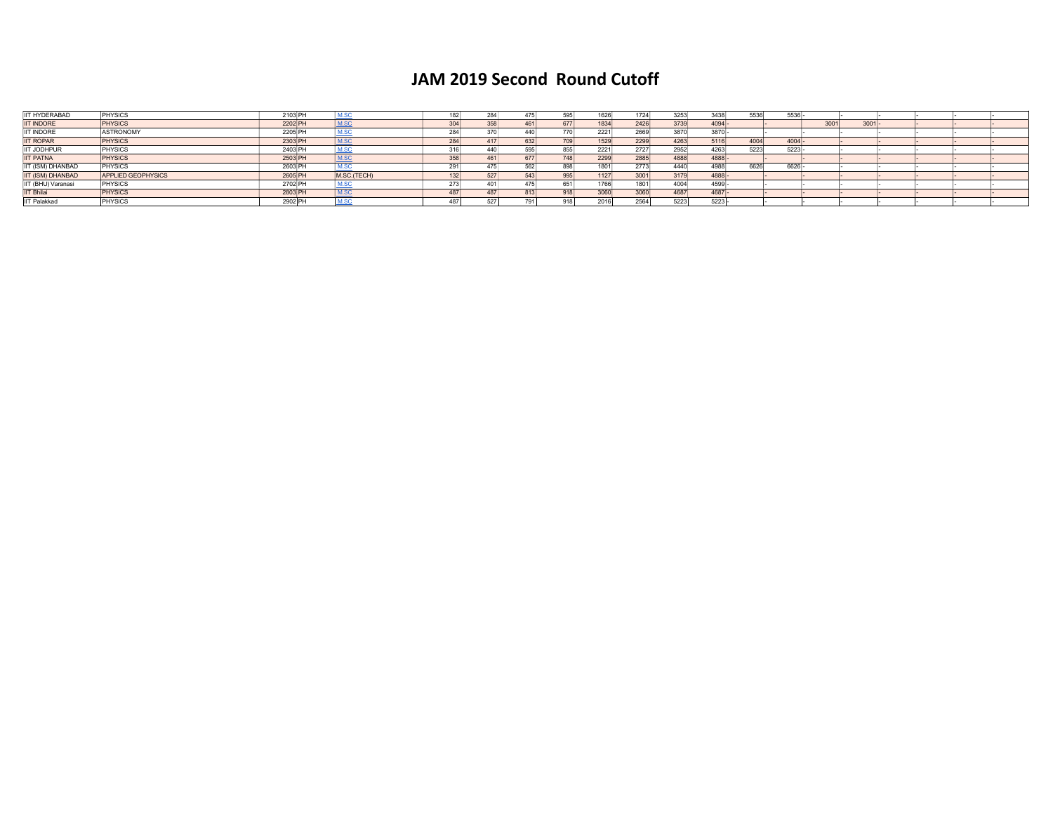# JAM 2019 Second Round Cutoff

| | | | | | | | | | | | | | | | | | | | | |
|---|---|---|---|---|---|---|---|---|---|---|---|---|---|---|---|---|---|---|---|---|
| IIT HYDERABAD | PHYSICS | 2103 | PH | M.SC | 182 | 284 | 475 | 595 | 1626 | 1724 | 3253 | 3438 | 5536 | 5536 | - | - | - | - | - | - |
| IIT INDORE | PHYSICS | 2202 | PH | M.SC | 304 | 358 | 461 | 677 | 1834 | 2426 | 3739 | 4094 | - | - | 3001 | 3001 | - | - | - | - |
| IIT INDORE | ASTRONOMY | 2205 | PH | M.SC | 284 | 370 | 440 | 770 | 2221 | 2669 | 3870 | 3870 | - | - | - | - | - | - | - | - |
| IIT ROPAR | PHYSICS | 2303 | PH | M.SC | 284 | 417 | 632 | 709 | 1529 | 2299 | 4263 | 5116 | 4004 | 4004 | - | - | - | - | - | - |
| IIT JODHPUR | PHYSICS | 2403 | PH | M.SC | 316 | 440 | 595 | 855 | 2221 | 2727 | 2952 | 4263 | 5223 | 5223 | - | - | - | - | - | - |
| IIT PATNA | PHYSICS | 2503 | PH | M.SC | 358 | 461 | 677 | 748 | 2299 | 2885 | 4888 | 4888 | - | - | - | - | - | - | - | - |
| IIT (ISM) DHANBAD | PHYSICS | 2603 | PH | M.SC | 291 | 475 | 562 | 898 | 1801 | 2773 | 4440 | 4988 | 6626 | 6626 | - | - | - | - | - | - |
| IIT (ISM) DHANBAD | APPLIED GEOPHYSICS | 2605 | PH | M.SC.(TECH) | 132 | 527 | 543 | 995 | 1127 | 3001 | 3179 | 4888 | - | - | - | - | - | - | - | - |
| IIT (BHU) Varanasi | PHYSICS | 2702 | PH | M.SC | 273 | 401 | 475 | 651 | 1766 | 1801 | 4004 | 4599 | - | - | - | - | - | - | - | - |
| IIT Bhilai | PHYSICS | 2803 | PH | M.SC | 487 | 487 | 813 | 918 | 3060 | 3060 | 4687 | 4687 | - | - | - | - | - | - | - | - |
| IIT Palakkad | PHYSICS | 2902 | PH | M.SC | 487 | 527 | 791 | 918 | 2016 | 2564 | 5223 | 5223 | - | - | - | - | - | - | - | - |